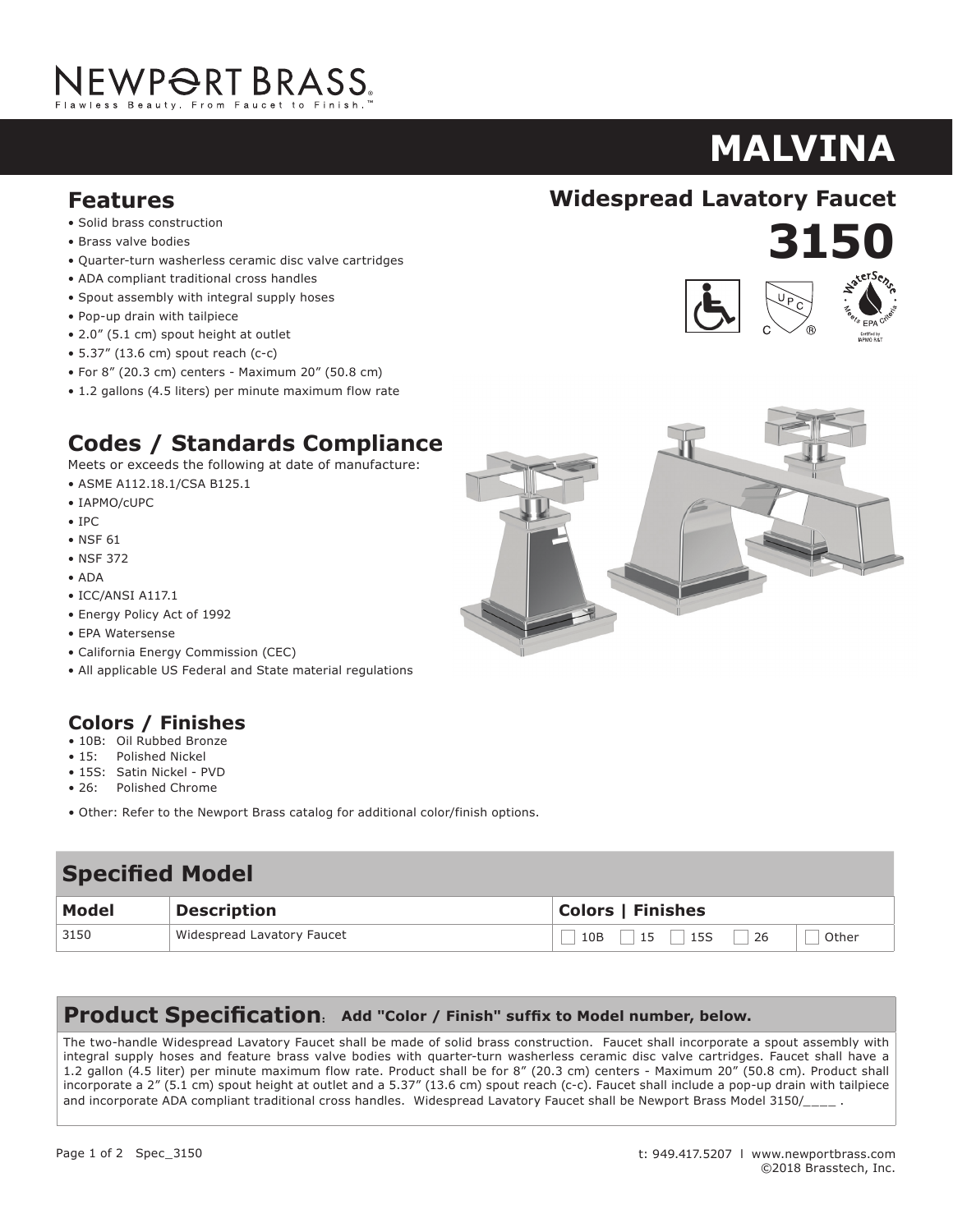# NEWPORT BRASS

Flawless Beauty. From Faucet to Finish.™

# MALVINA

## Widespread Lavatory Faucet

# 3150

## Features

- Solid brass construction
- Brass valve bodies
- Quarter-turn washerless ceramic disc valve cartridges
- ADA compliant traditional cross handles
- Spout assembly with integral supply hoses
- Pop-up drain with tailpiece
- 2.0" (5.1 cm) spout height at outlet
- 5.37" (13.6 cm) spout reach (c-c)
- For 8" (20.3 cm) centers - Maximum 20" (50.8 cm)
- 1.2 gallons (4.5 liters) per minute maximum flow rate

## Codes / Standards Compliance

Meets or exceeds the following at date of manufacture:

- ASME A112.18.1/CSA B125.1
- IAPMO/cUPC
- IPC
- NSF 61
- NSF 372
- ADA
- ICC/ANSI A117.1
- Energy Policy Act of 1992
- EPA Watersense
- California Energy Commission (CEC)
- All applicable US Federal and State material regulations

## Colors / Finishes

- 10B: Oil Rubbed Bronze
- 15: Polished Nickel
- 15S: Satin Nickel - PVD
- 26: Polished Chrome

- Other: Refer to the Newport Brass catalog for additional color/finish options.

## Specified Model

| Model | Description | Colors \| Finishes |
|---|---|---|
| 3150 | Widespread Lavatory Faucet | ☐ 10B ☐ 15 ☐ 15S ☐ 26 ☐ Other |

## Product Specification: **Add "Color / Finish" suffix to Model number, below.**

The two-handle Widespread Lavatory Faucet shall be made of solid brass construction. Faucet shall incorporate a spout assembly with integral supply hoses and feature brass valve bodies with quarter-turn washerless ceramic disc valve cartridges. Faucet shall have a 1.2 gallon (4.5 liter) per minute maximum flow rate. Product shall be for 8" (20.3 cm) centers - Maximum 20" (50.8 cm). Product shall incorporate a 2" (5.1 cm) spout height at outlet and a 5.37" (13.6 cm) spout reach (c-c). Faucet shall include a pop-up drain with tailpiece and incorporate ADA compliant traditional cross handles. Widespread Lavatory Faucet shall be Newport Brass Model 3150/____ .

t: 949.417.5207 | www.newportbrass.com
©2018 Brasstech, Inc.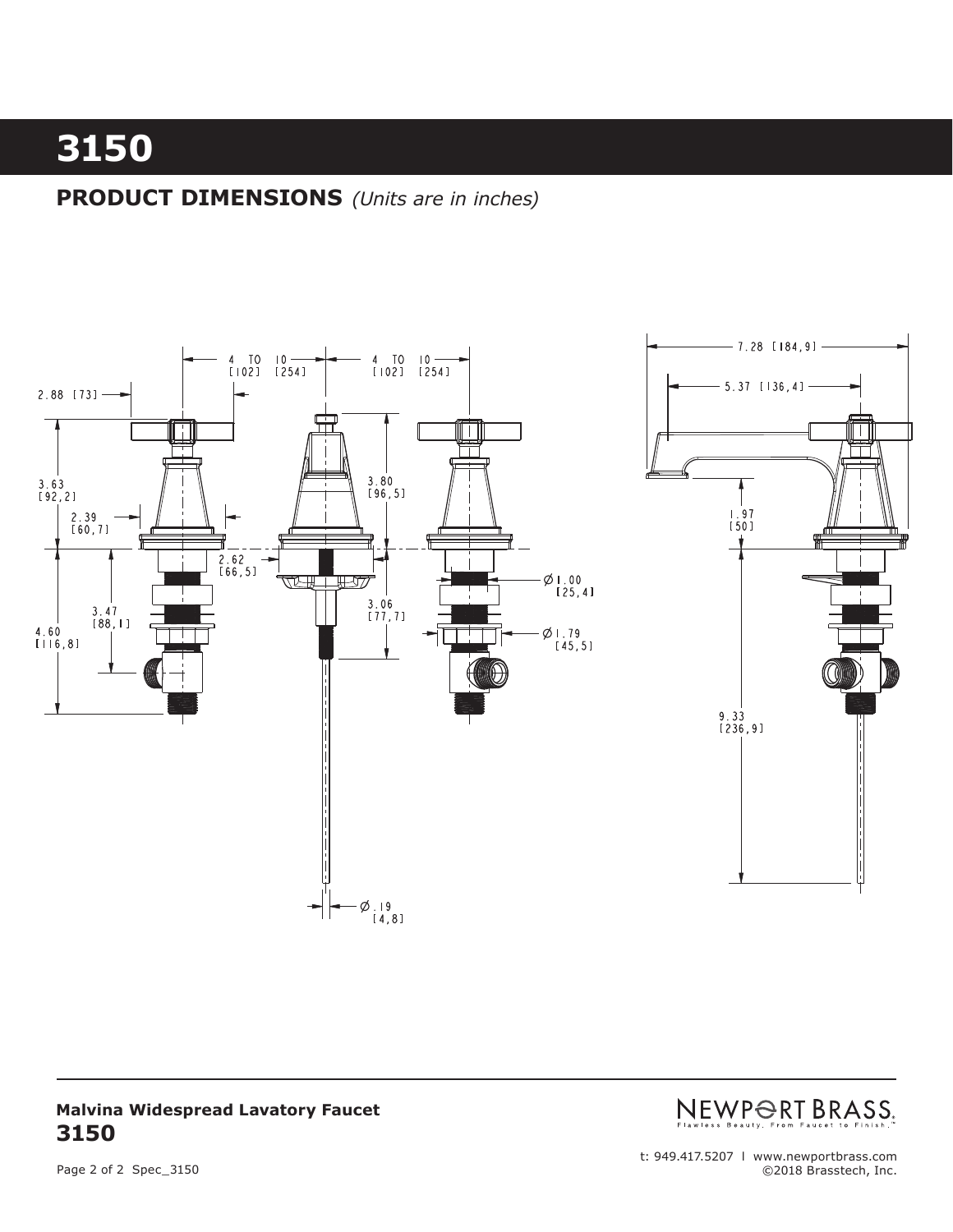# 3150

## PRODUCT DIMENSIONS *(Units are in inches)*

4 TO 10
[102] [254]

4 TO 10
[102] [254]

2.88 [73]

3.63
[92,2]

2.39
[60,7]

3.80
[96,5]

2.62
[66,5]

3.47
[88,1]

4.60
[116,8]

3.06
[77,7]

Ø 1.00
[25,4]

Ø 1.79
[45,5]

Ø .19
[4,8]

7.28 [184,9]

5.37 [136,4]

1.97
[50]

9.33
[236,9]

**Malvina Widespread Lavatory Faucet**
**3150**

NEWPORT BRASS. Flawless Beauty. From Faucet to Finish.™

t: 949.417.5207 | www.newportbrass.com
©2018 Brasstech, Inc.

Spec_3150